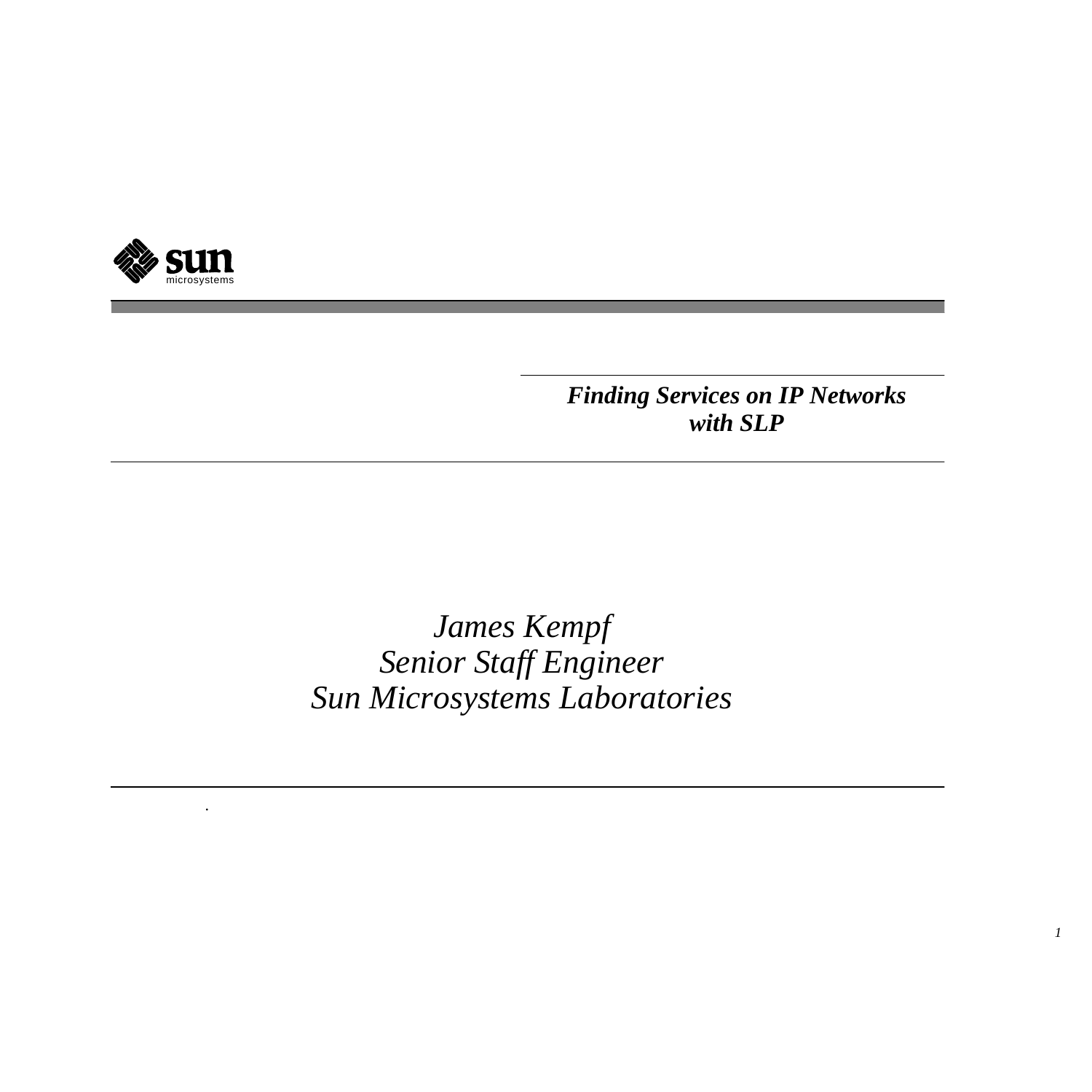# *Finding Services on IP Networks with SLP*

*James Kempf*
*Senior Staff Engineer*
*Sun Microsystems Laboratories*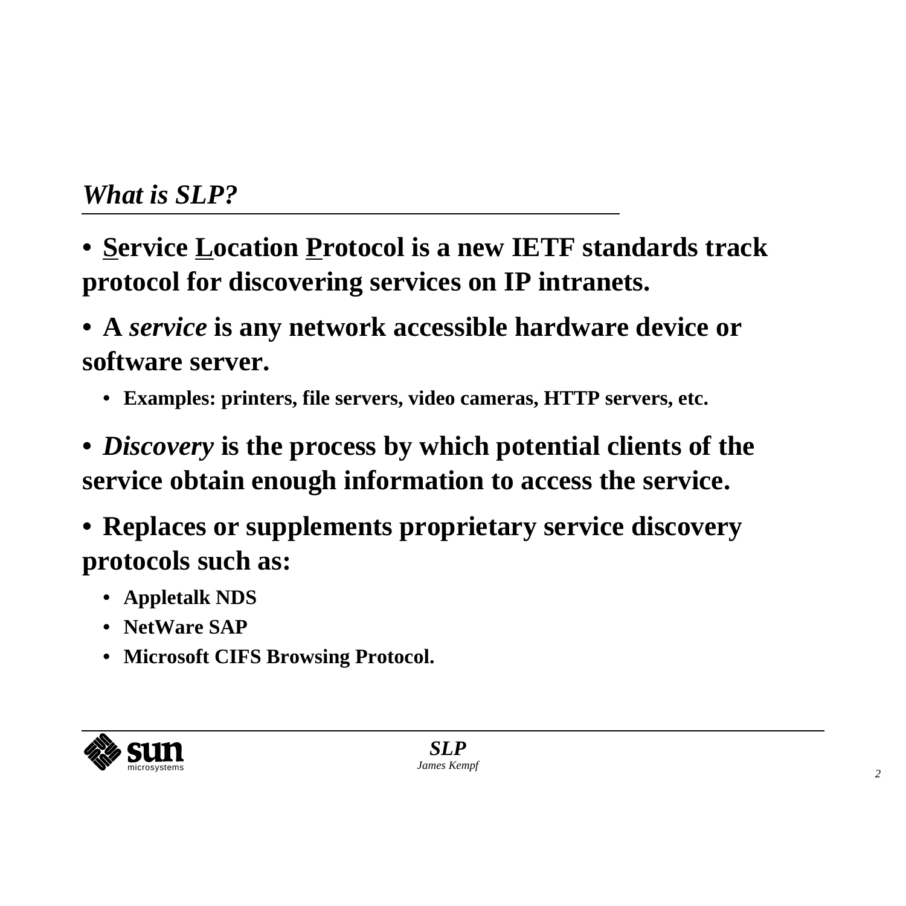## *What is SLP?*

- **Service Location Protocol is a new IETF standards track protocol for discovering services on IP intranets.**
- **A *service* is any network accessible hardware device or software server.**
  - **Examples: printers, file servers, video cameras, HTTP servers, etc.**
- ***Discovery* is the process by which potential clients of the service obtain enough information to access the service.**
- **Replaces or supplements proprietary service discovery protocols such as:**
  - **Appletalk NDS**
  - **NetWare SAP**
  - **Microsoft CIFS Browsing Protocol.**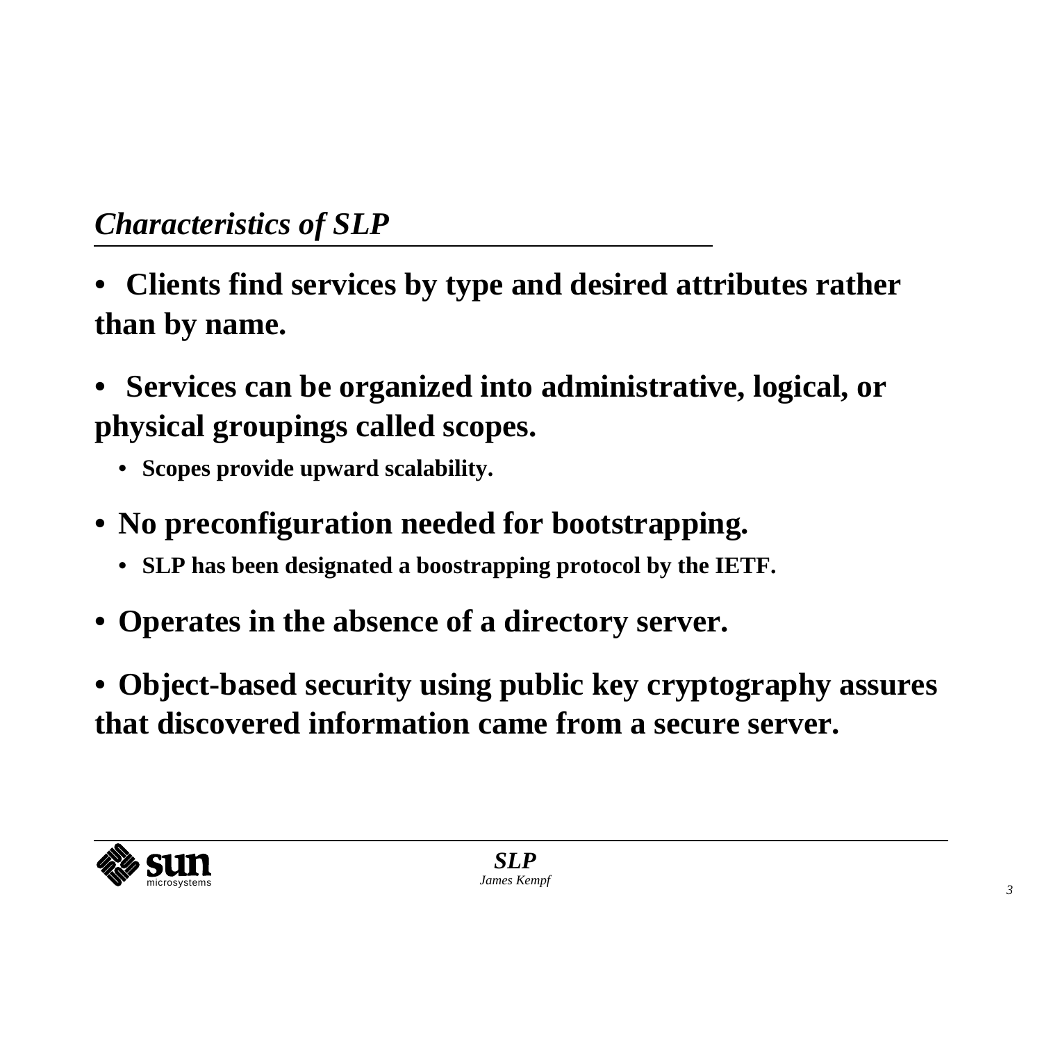## *Characteristics of SLP*

- **Clients find services by type and desired attributes rather than by name.**
- **Services can be organized into administrative, logical, or physical groupings called scopes.**
  - **Scopes provide upward scalability.**
- **No preconfiguration needed for bootstrapping.**
  - **SLP has been designated a boostrapping protocol by the IETF.**
- **Operates in the absence of a directory server.**
- **Object-based security using public key cryptography assures that discovered information came from a secure server.**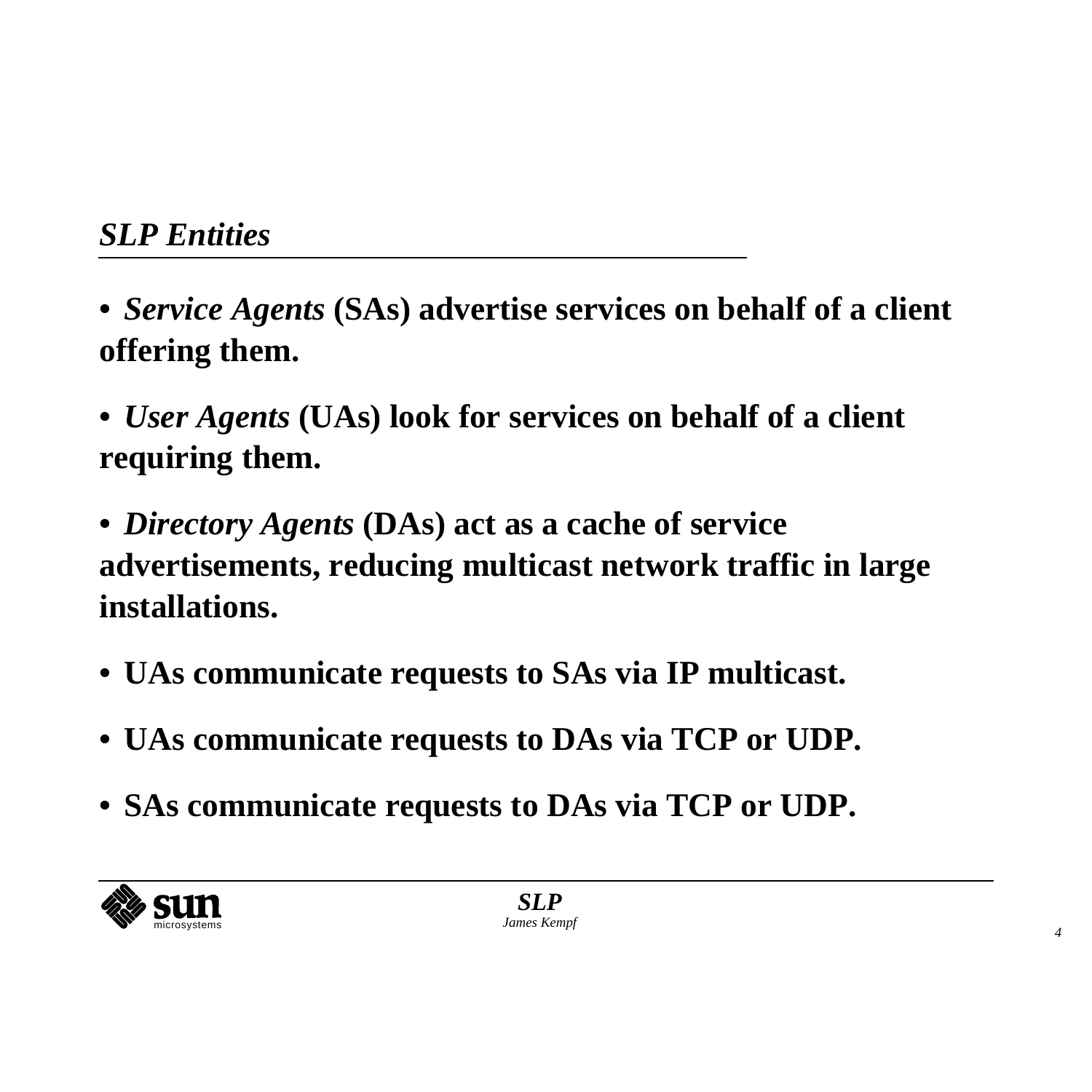## *SLP Entities*

- ***Service Agents* (SAs) advertise services on behalf of a client offering them.**
- ***User Agents* (UAs) look for services on behalf of a client requiring them.**
- ***Directory Agents* (DAs) act as a cache of service advertisements, reducing multicast network traffic in large installations.**
- **UAs communicate requests to SAs via IP multicast.**
- **UAs communicate requests to DAs via TCP or UDP.**
- **SAs communicate requests to DAs via TCP or UDP.**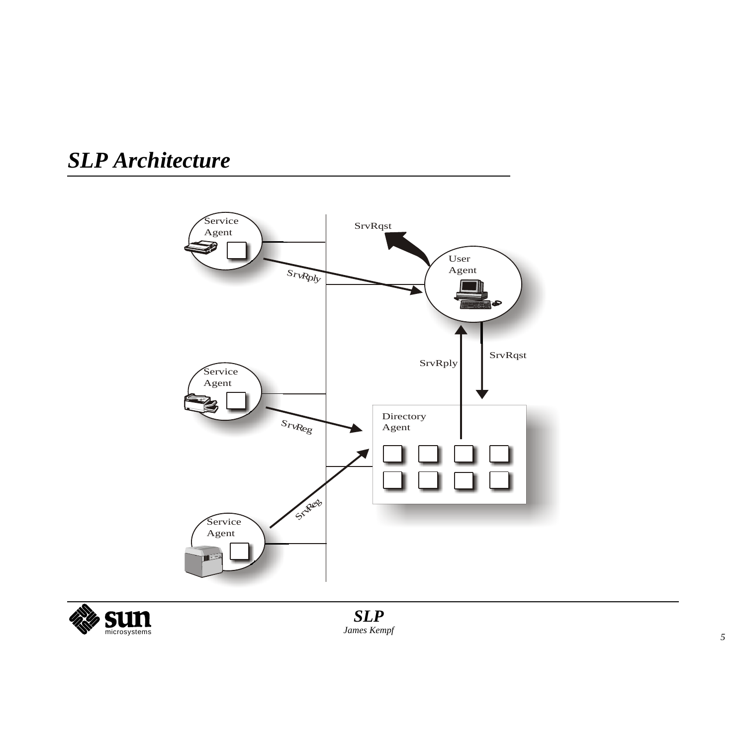# SLP Architecture

Service Agent

Service Agent

Service Agent

User Agent

Directory Agent

SrvRqst

SrvRply

SrvRply

SrvRqst

SrvReg

SrvReg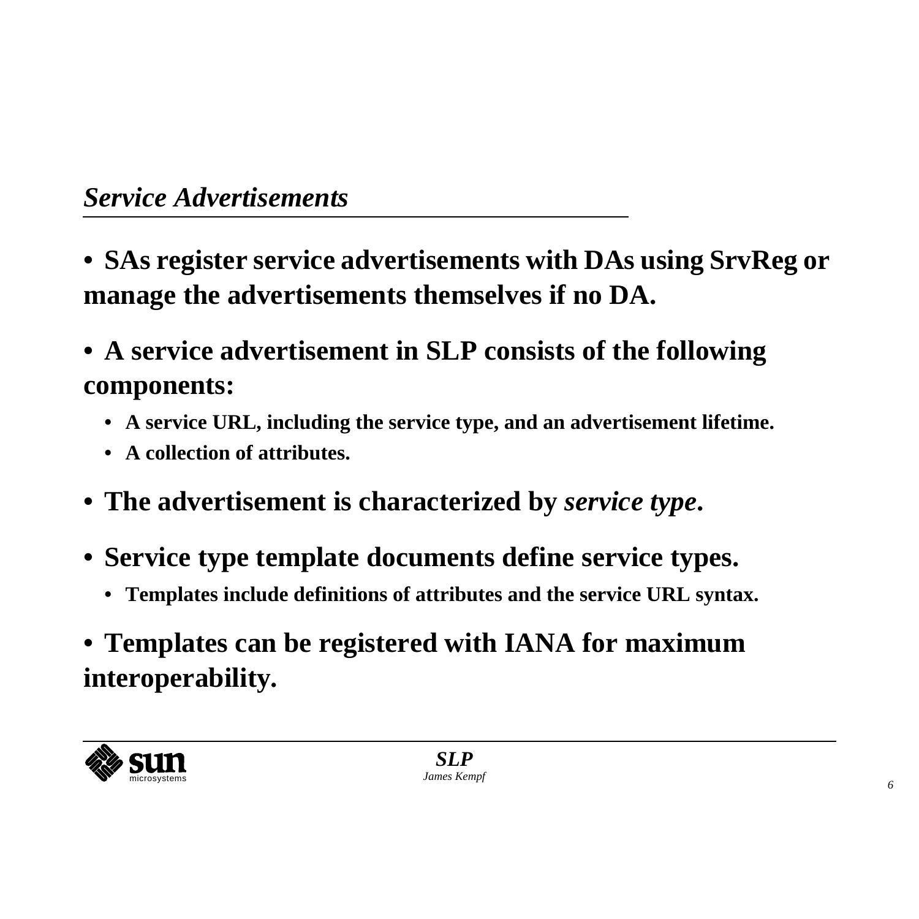## *Service Advertisements*

- **SAs register service advertisements with DAs using SrvReg or manage the advertisements themselves if no DA.**
- **A service advertisement in SLP consists of the following components:**
  - **A service URL, including the service type, and an advertisement lifetime.**
  - **A collection of attributes.**
- **The advertisement is characterized by *service type*.**
- **Service type template documents define service types.**
  - **Templates include definitions of attributes and the service URL syntax.**
- **Templates can be registered with IANA for maximum interoperability.**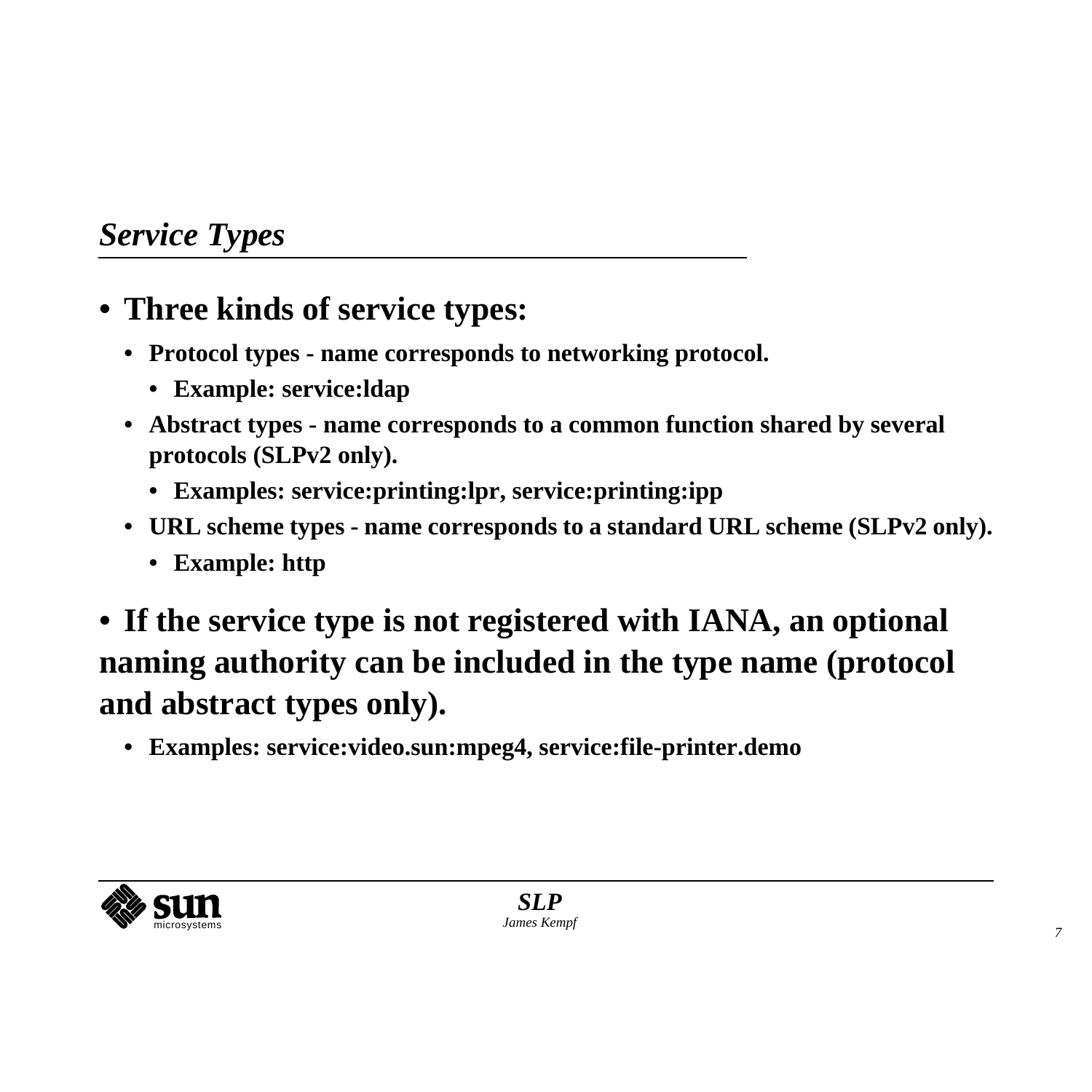## *Service Types*

- **Three kinds of service types:**
  - **Protocol types - name corresponds to networking protocol.**
    - **Example: service:ldap**
  - **Abstract types - name corresponds to a common function shared by several protocols (SLPv2 only).**
    - **Examples: service:printing:lpr, service:printing:ipp**
  - **URL scheme types - name corresponds to a standard URL scheme (SLPv2 only).**
    - **Example: http**
- **If the service type is not registered with IANA, an optional naming authority can be included in the type name (protocol and abstract types only).**
  - **Examples: service:video.sun:mpeg4, service:file-printer.demo**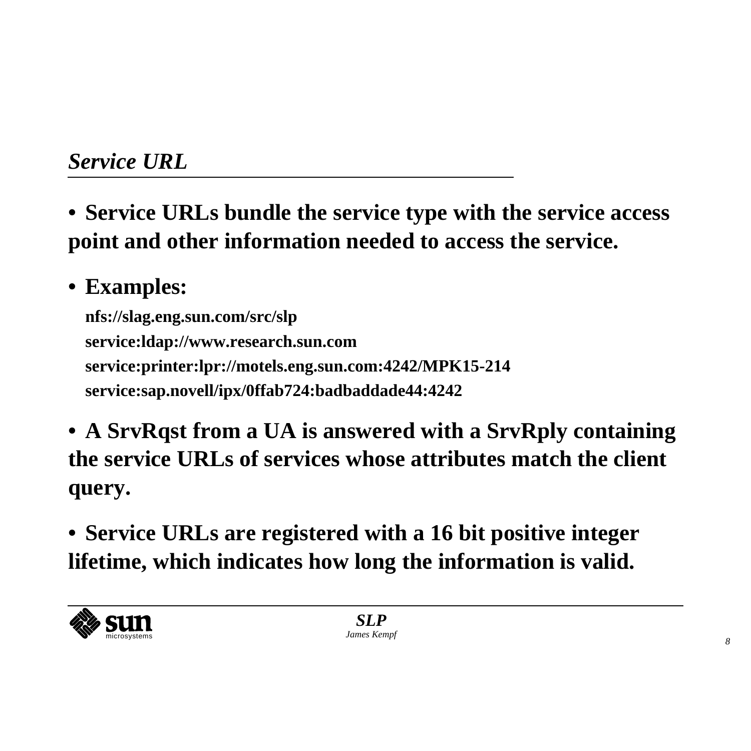## *Service URL*

- **Service URLs bundle the service type with the service access point and other information needed to access the service.**

- **Examples:**

  **nfs://slag.eng.sun.com/src/slp**

  **service:ldap://www.research.sun.com**

  **service:printer:lpr://motels.eng.sun.com:4242/MPK15-214**

  **service:sap.novell/ipx/0ffab724:badbaddade44:4242**

- **A SrvRqst from a UA is answered with a SrvRply containing the service URLs of services whose attributes match the client query.**

- **Service URLs are registered with a 16 bit positive integer lifetime, which indicates how long the information is valid.**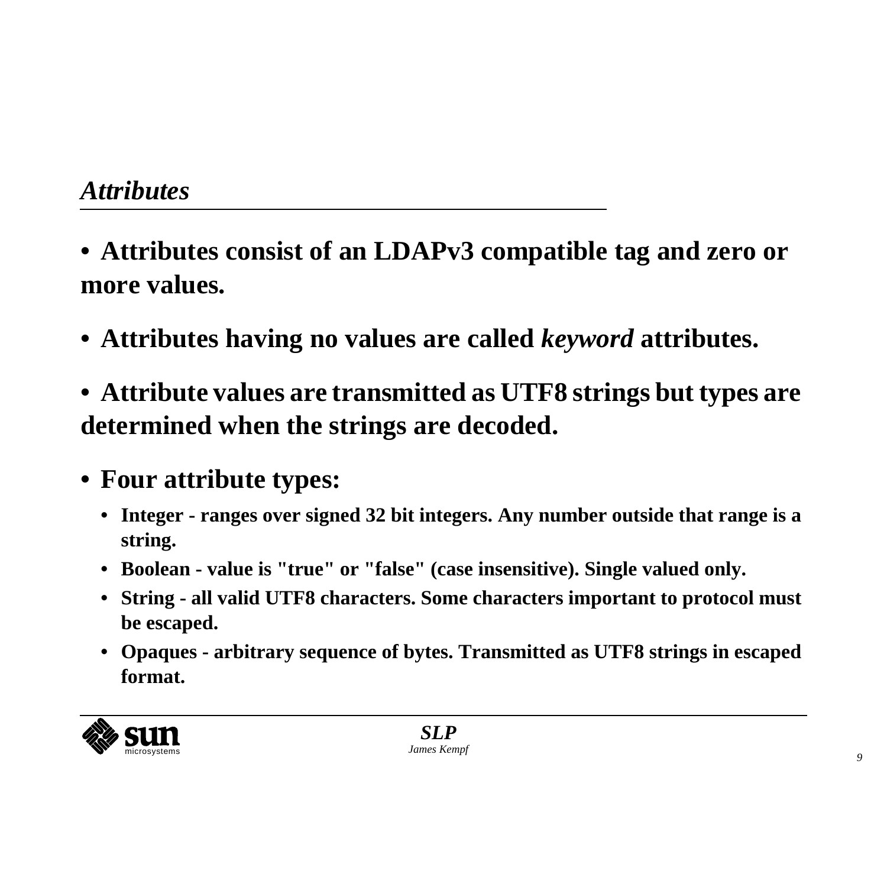## *Attributes*

- **Attributes consist of an LDAPv3 compatible tag and zero or more values.**
- **Attributes having no values are called *keyword* attributes.**
- **Attribute values are transmitted as UTF8 strings but types are determined when the strings are decoded.**
- **Four attribute types:**
  - **Integer - ranges over signed 32 bit integers. Any number outside that range is a string.**
  - **Boolean - value is "true" or "false" (case insensitive). Single valued only.**
  - **String - all valid UTF8 characters. Some characters important to protocol must be escaped.**
  - **Opaques - arbitrary sequence of bytes. Transmitted as UTF8 strings in escaped format.**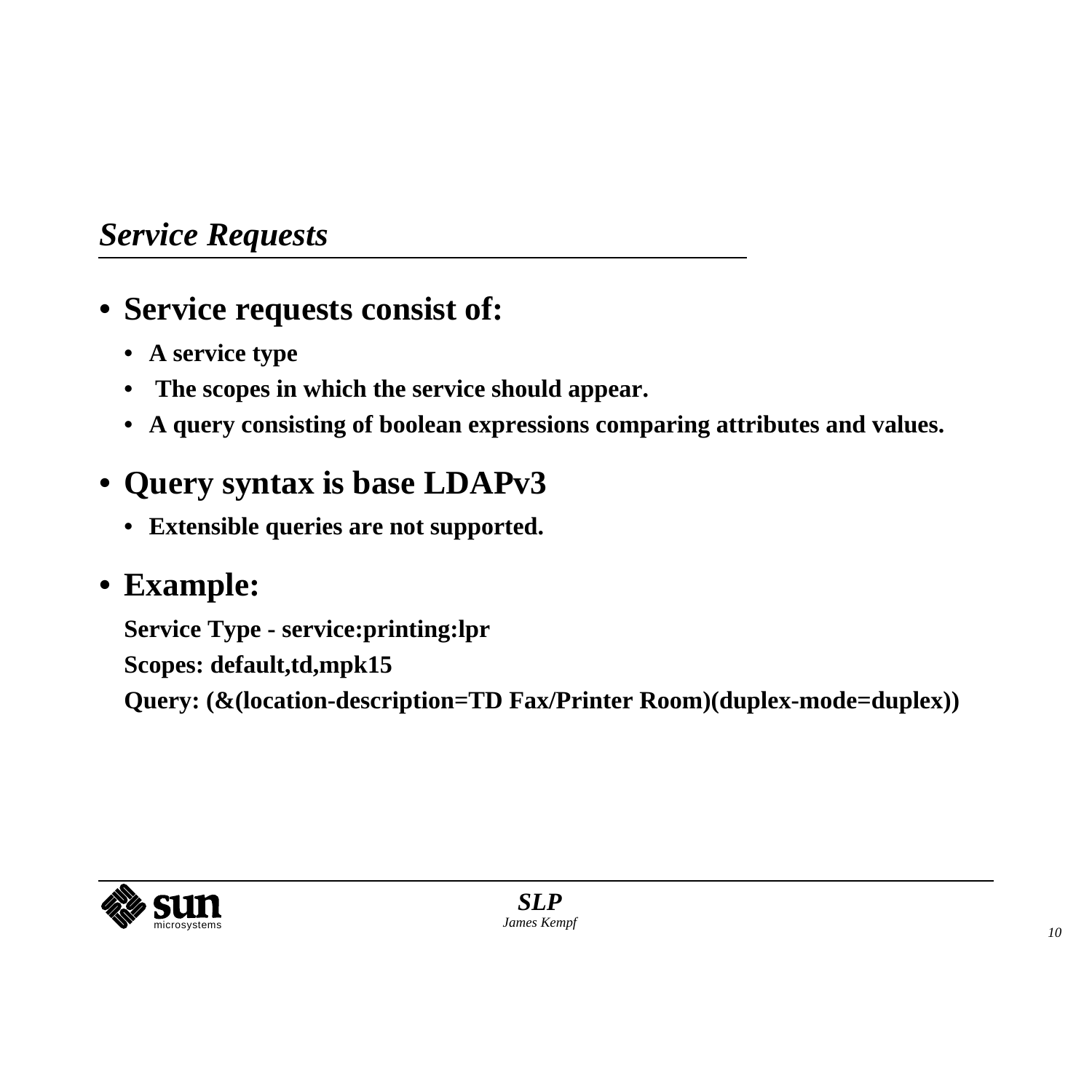## *Service Requests*

- **Service requests consist of:**
  - **A service type**
  - **The scopes in which the service should appear.**
  - **A query consisting of boolean expressions comparing attributes and values.**
- **Query syntax is base LDAPv3**
  - **Extensible queries are not supported.**
- **Example:**

  **Service Type - service:printing:lpr**

  **Scopes: default,td,mpk15**

  **Query: (&(location-description=TD Fax/Printer Room)(duplex-mode=duplex))**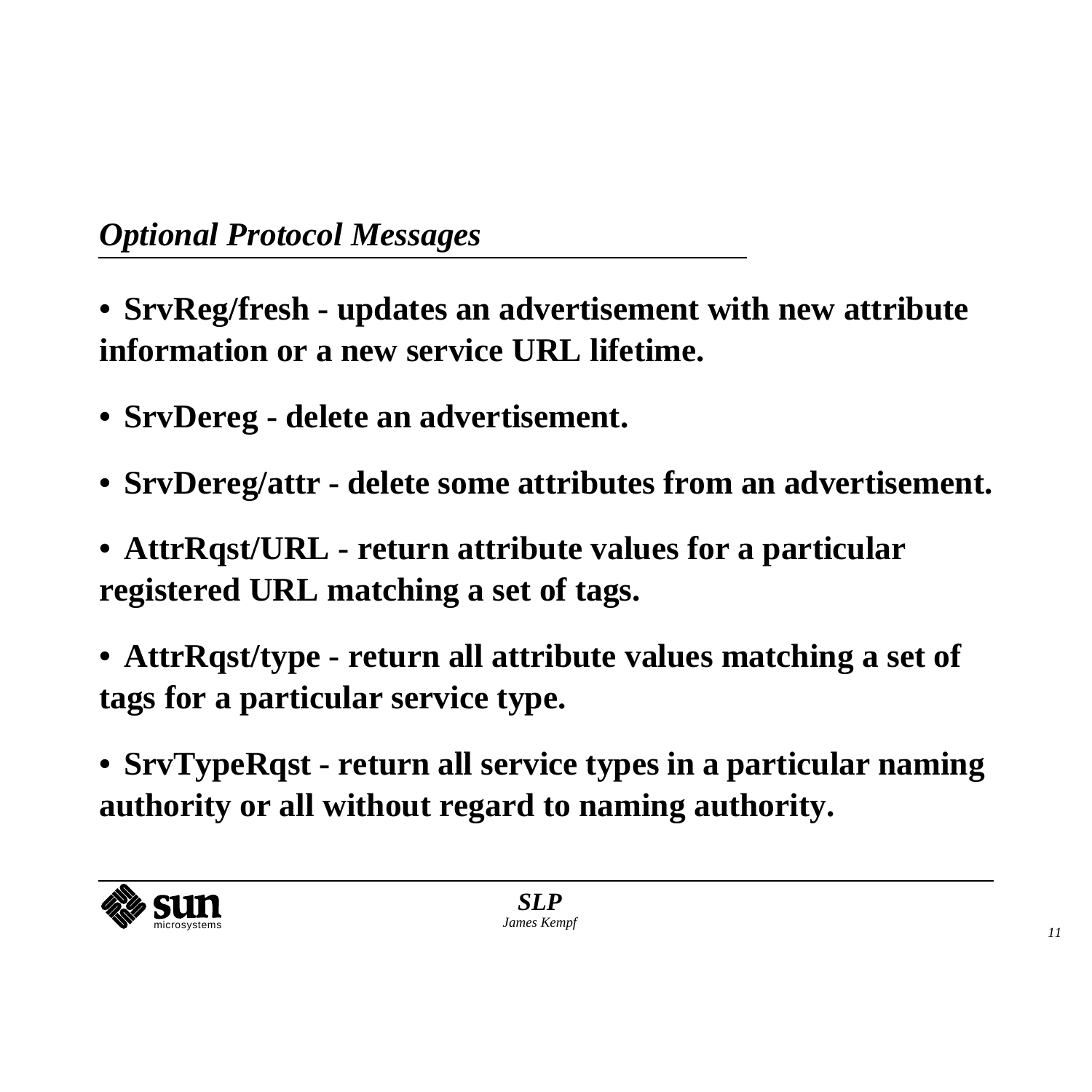## *Optional Protocol Messages*

- **SrvReg/fresh - updates an advertisement with new attribute information or a new service URL lifetime.**
- **SrvDereg - delete an advertisement.**
- **SrvDereg/attr - delete some attributes from an advertisement.**
- **AttrRqst/URL - return attribute values for a particular registered URL matching a set of tags.**
- **AttrRqst/type - return all attribute values matching a set of tags for a particular service type.**
- **SrvTypeRqst - return all service types in a particular naming authority or all without regard to naming authority.**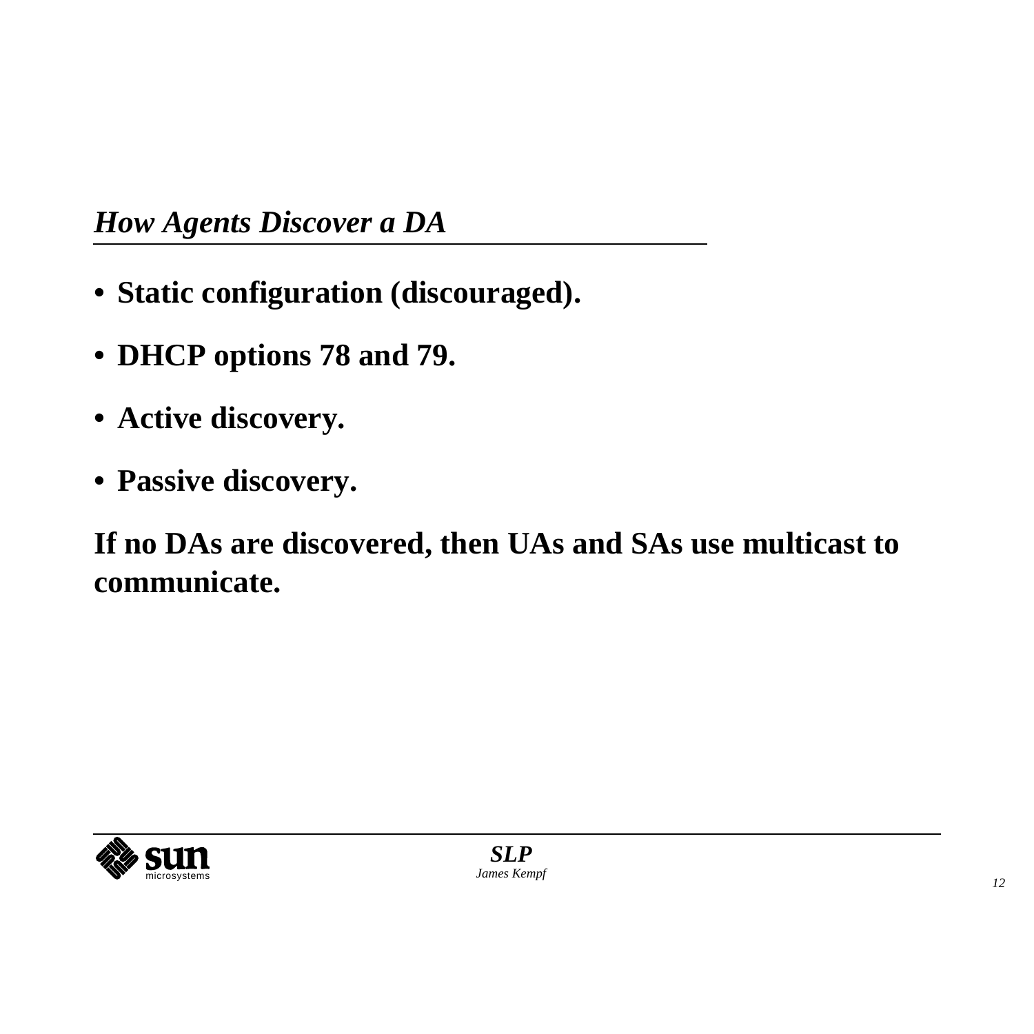## *How Agents Discover a DA*

- **Static configuration (discouraged).**
- **DHCP options 78 and 79.**
- **Active discovery.**
- **Passive discovery.**

**If no DAs are discovered, then UAs and SAs use multicast to communicate.**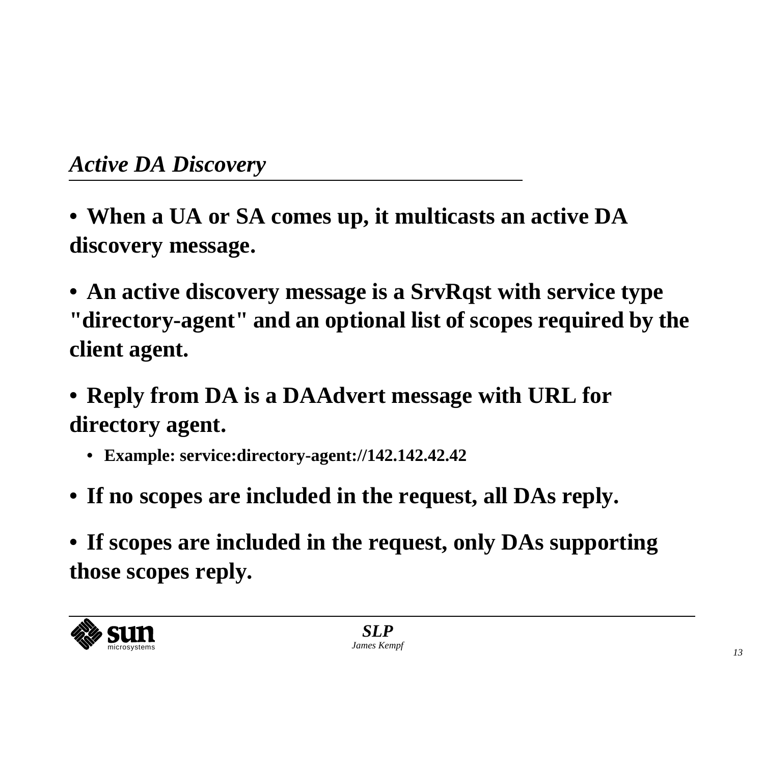## *Active DA Discovery*

- **When a UA or SA comes up, it multicasts an active DA discovery message.**
- **An active discovery message is a SrvRqst with service type "directory-agent" and an optional list of scopes required by the client agent.**
- **Reply from DA is a DAAdvert message with URL for directory agent.**
  - **Example: service:directory-agent://142.142.42.42**
- **If no scopes are included in the request, all DAs reply.**
- **If scopes are included in the request, only DAs supporting those scopes reply.**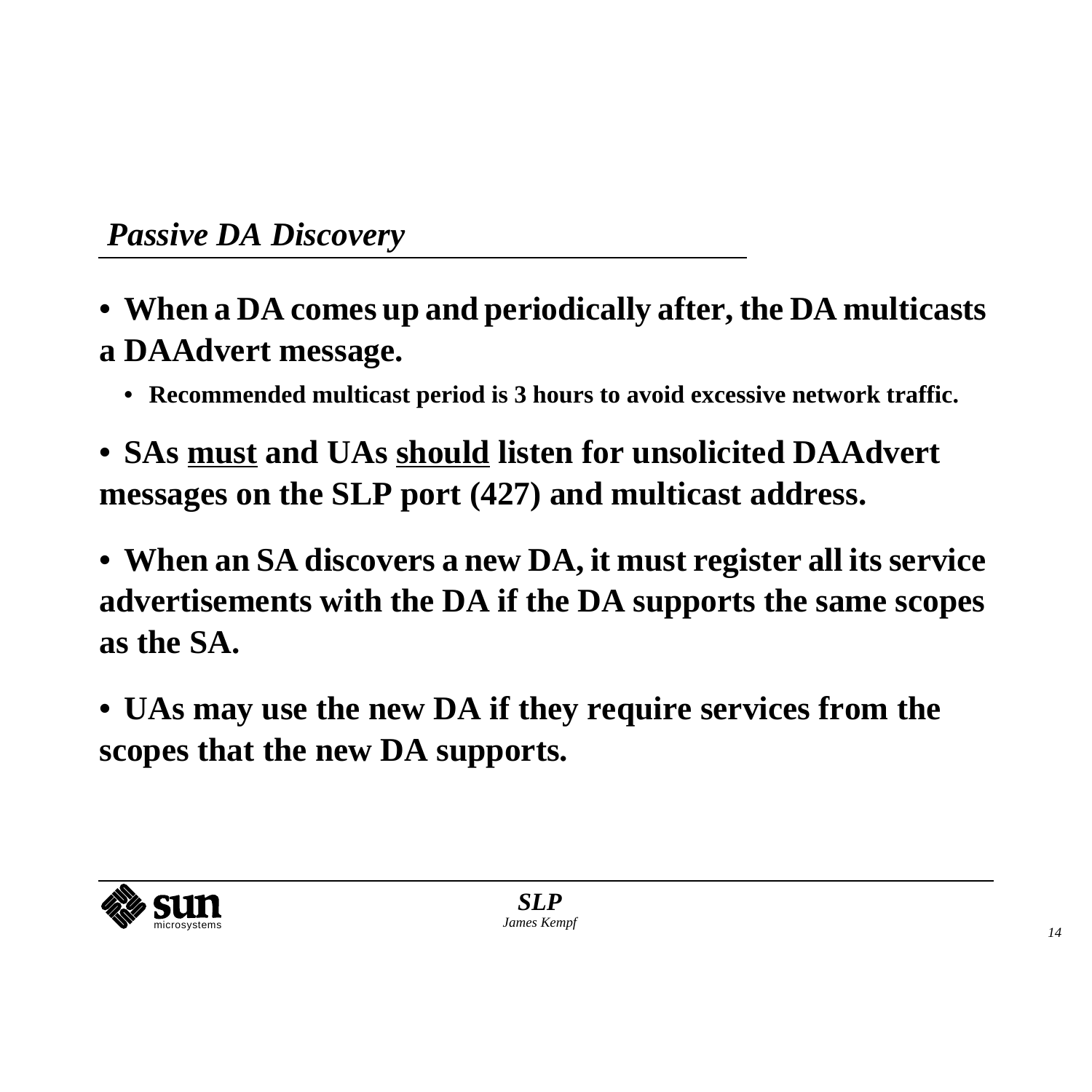## *Passive DA Discovery*

- **When a DA comes up and periodically after, the DA multicasts a DAAdvert message.**
  - **Recommended multicast period is 3 hours to avoid excessive network traffic.**
- **SAs <u>must</u> and UAs <u>should</u> listen for unsolicited DAAdvert messages on the SLP port (427) and multicast address.**
- **When an SA discovers a new DA, it must register all its service advertisements with the DA if the DA supports the same scopes as the SA.**
- **UAs may use the new DA if they require services from the scopes that the new DA supports.**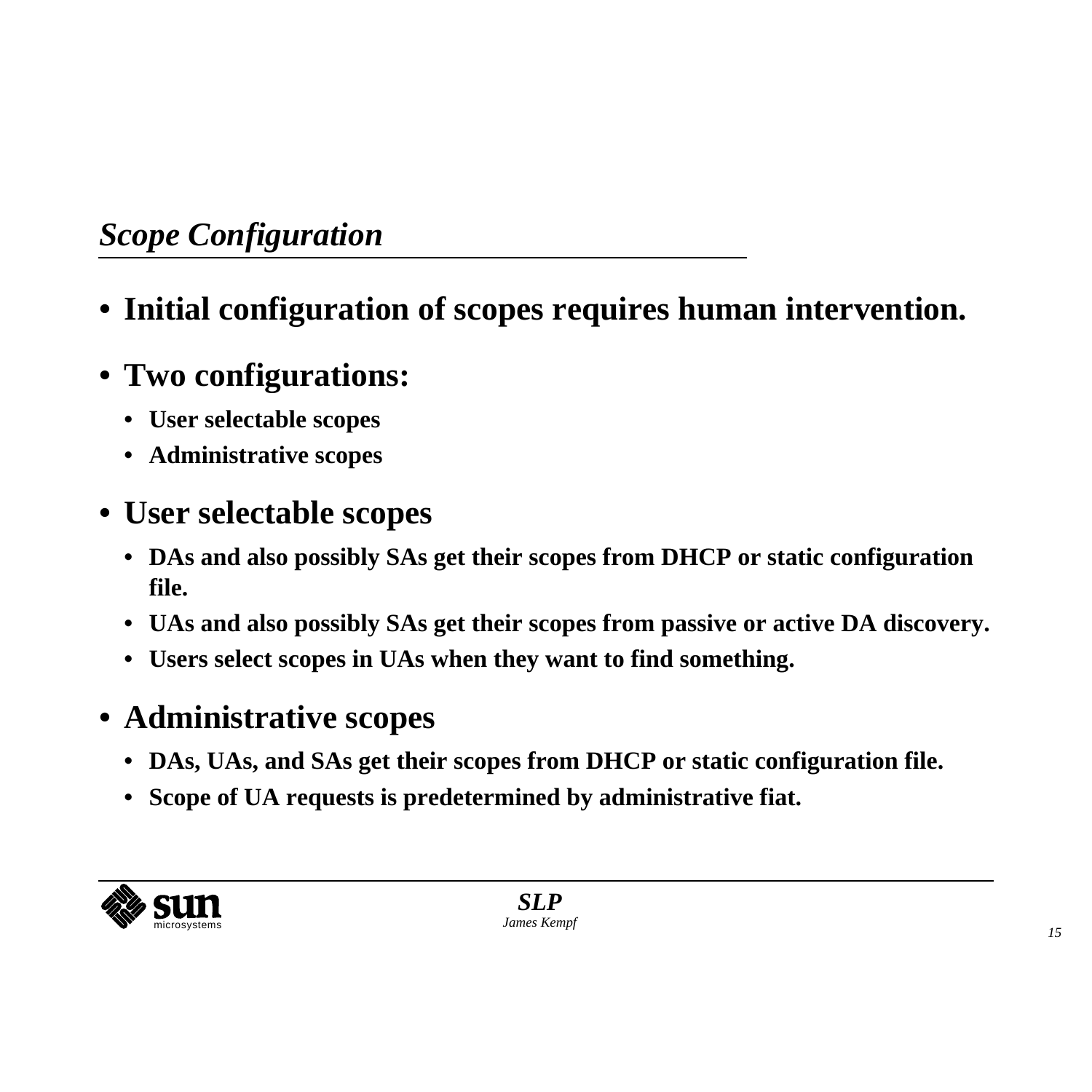## *Scope Configuration*

- **Initial configuration of scopes requires human intervention.**
- **Two configurations:**
  - **User selectable scopes**
  - **Administrative scopes**
- **User selectable scopes**
  - **DAs and also possibly SAs get their scopes from DHCP or static configuration file.**
  - **UAs and also possibly SAs get their scopes from passive or active DA discovery.**
  - **Users select scopes in UAs when they want to find something.**
- **Administrative scopes**
  - **DAs, UAs, and SAs get their scopes from DHCP or static configuration file.**
  - **Scope of UA requests is predetermined by administrative fiat.**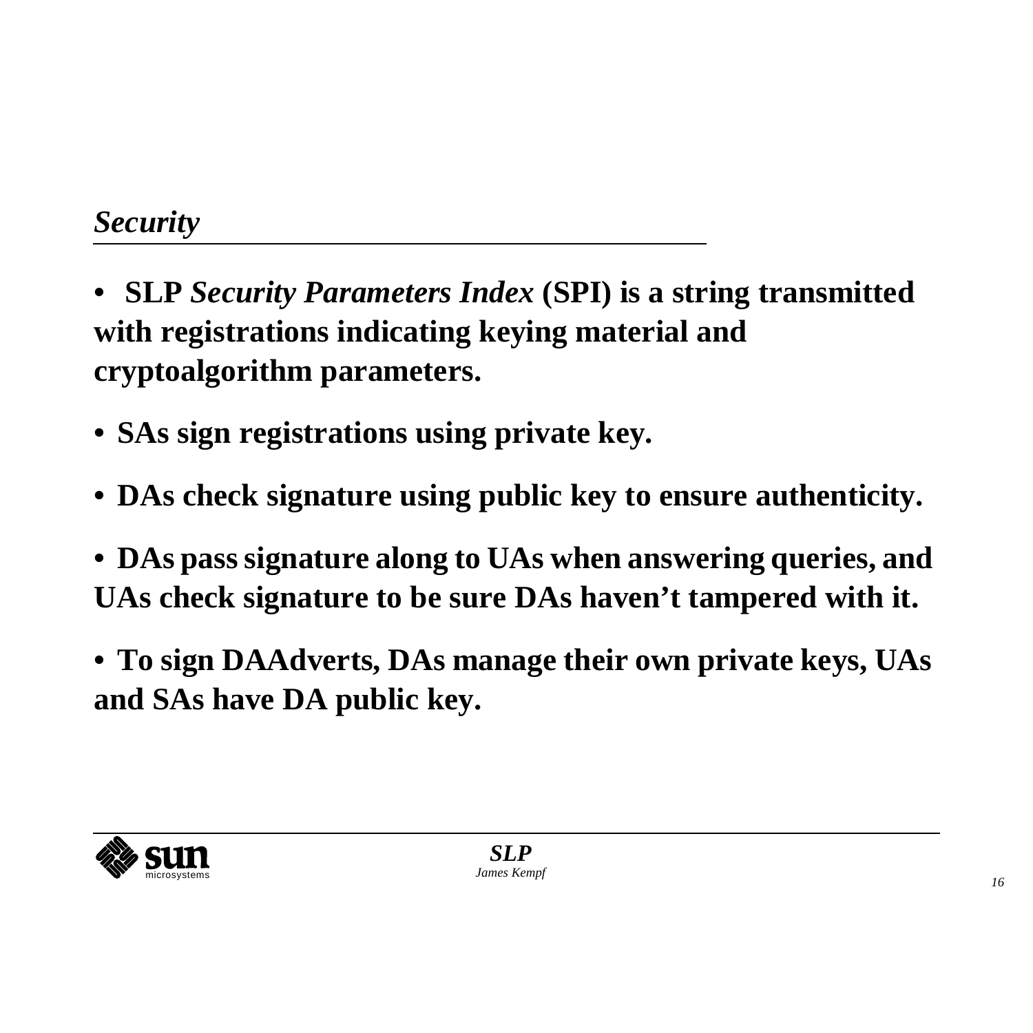## *Security*

- **SLP *Security Parameters Index* (SPI) is a string transmitted with registrations indicating keying material and cryptoalgorithm parameters.**

- **SAs sign registrations using private key.**

- **DAs check signature using public key to ensure authenticity.**

- **DAs pass signature along to UAs when answering queries, and UAs check signature to be sure DAs haven't tampered with it.**

- **To sign DAAdverts, DAs manage their own private keys, UAs and SAs have DA public key.**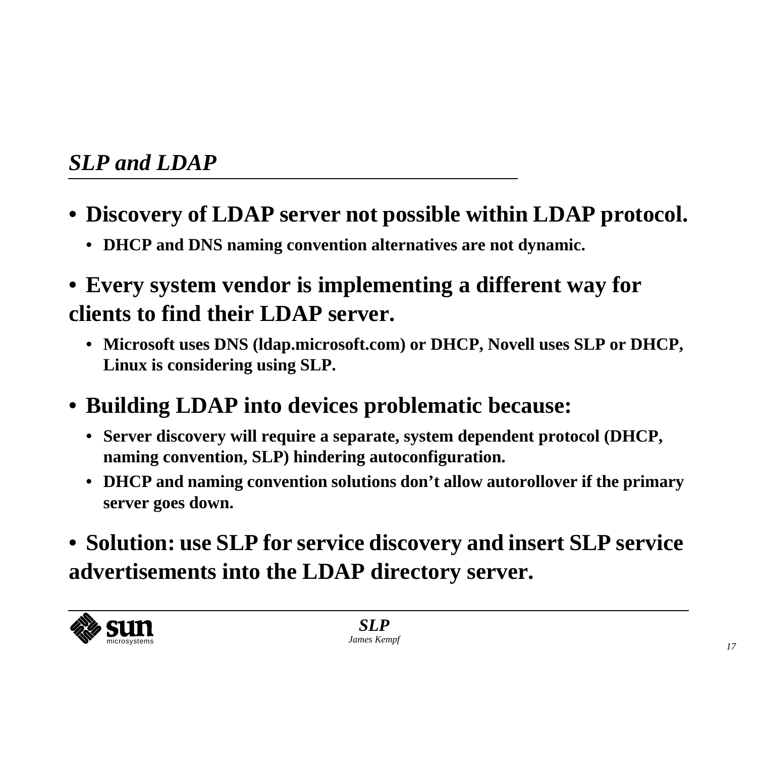## *SLP and LDAP*

- **Discovery of LDAP server not possible within LDAP protocol.**
  - **DHCP and DNS naming convention alternatives are not dynamic.**
- **Every system vendor is implementing a different way for clients to find their LDAP server.**
  - **Microsoft uses DNS (ldap.microsoft.com) or DHCP, Novell uses SLP or DHCP, Linux is considering using SLP.**
- **Building LDAP into devices problematic because:**
  - **Server discovery will require a separate, system dependent protocol (DHCP, naming convention, SLP) hindering autoconfiguration.**
  - **DHCP and naming convention solutions don't allow autorollover if the primary server goes down.**
- **Solution: use SLP for service discovery and insert SLP service advertisements into the LDAP directory server.**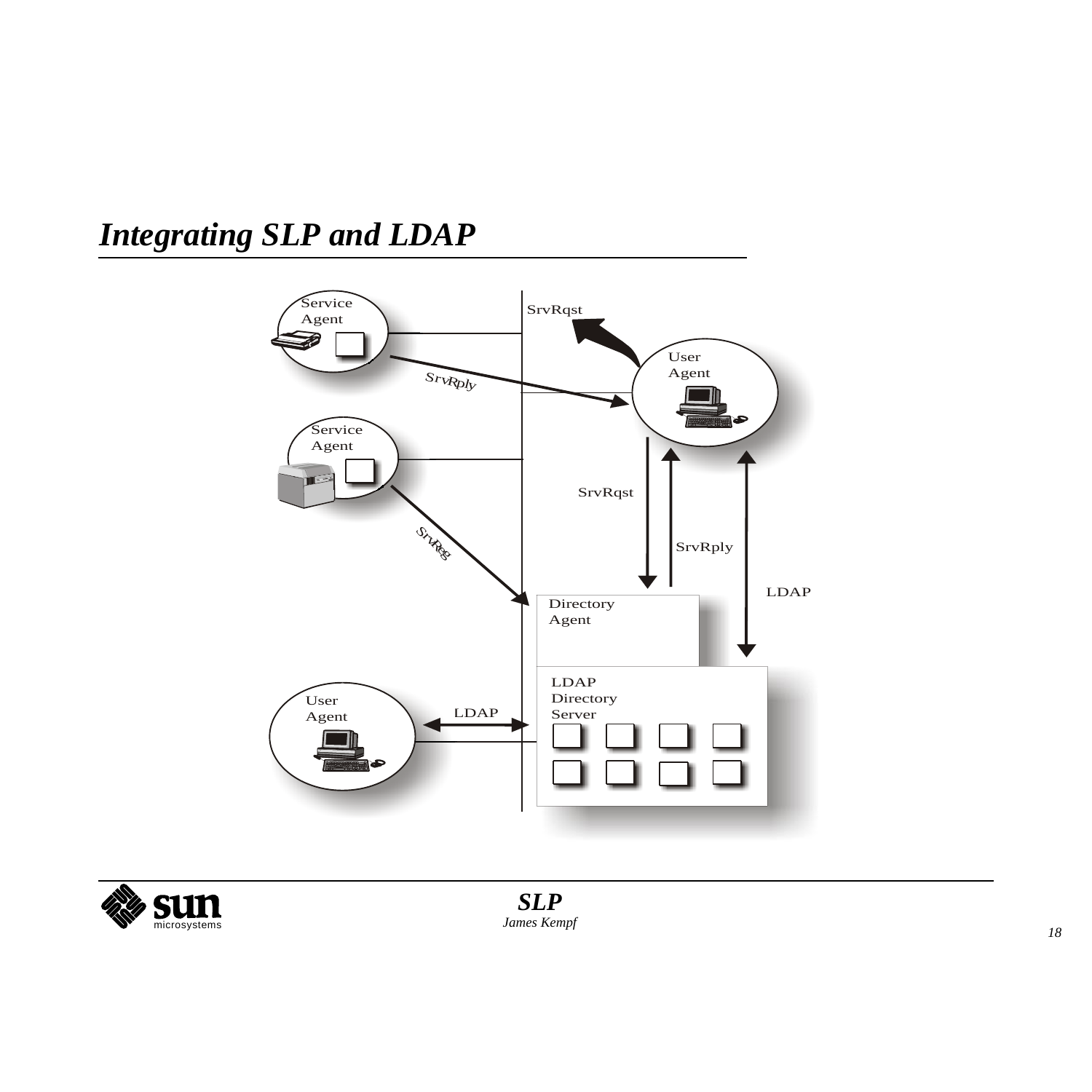# *Integrating SLP and LDAP*

Service Agent

Service Agent

User Agent

User Agent

SrvRqst

SrvRply

SrvReg

SrvRqst

SrvRply

LDAP

LDAP

Directory Agent

LDAP Directory Server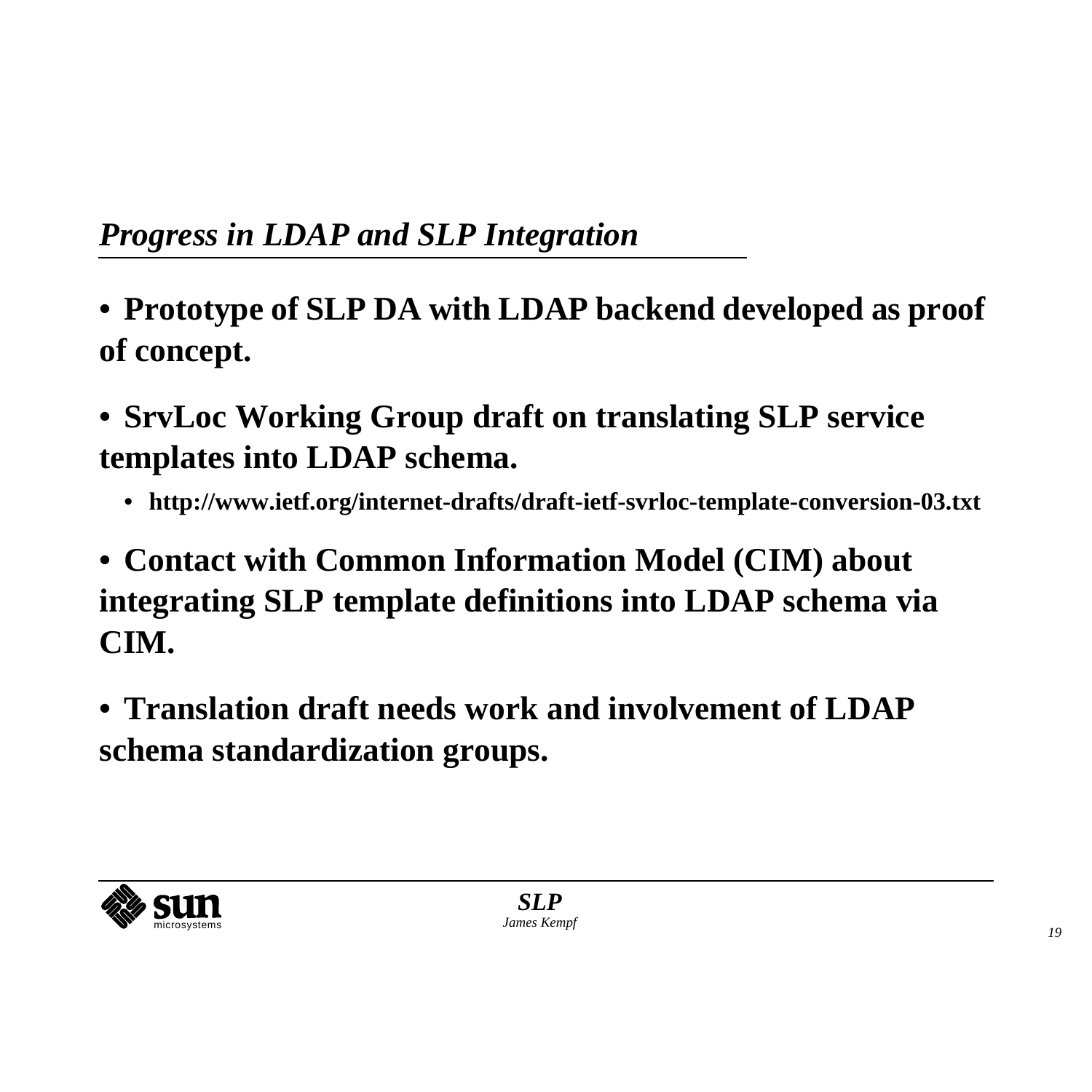## *Progress in LDAP and SLP Integration*

- **Prototype of SLP DA with LDAP backend developed as proof of concept.**
- **SrvLoc Working Group draft on translating SLP service templates into LDAP schema.**
  - **http://www.ietf.org/internet-drafts/draft-ietf-svrloc-template-conversion-03.txt**
- **Contact with Common Information Model (CIM) about integrating SLP template definitions into LDAP schema via CIM.**
- **Translation draft needs work and involvement of LDAP schema standardization groups.**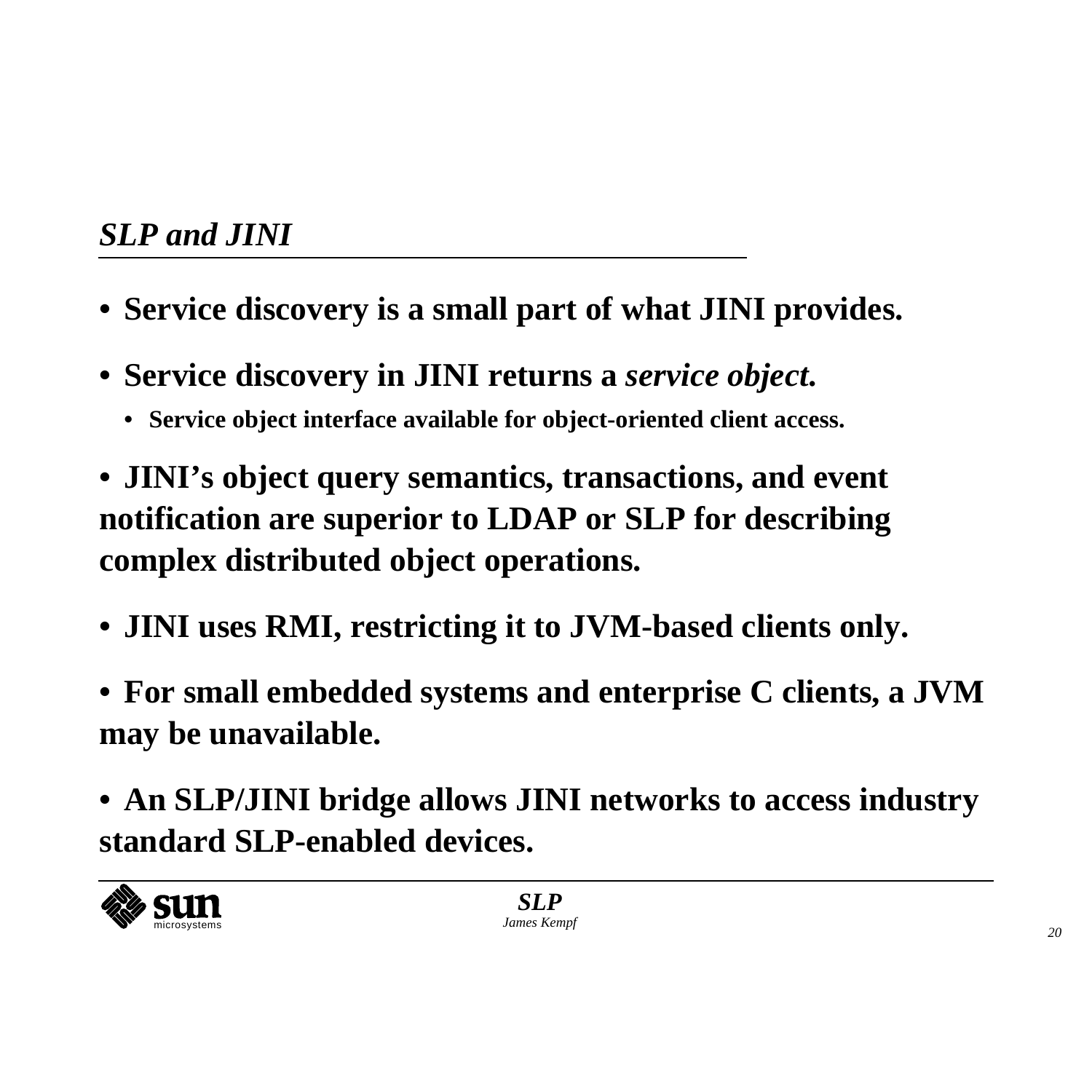## *SLP and JINI*

- **Service discovery is a small part of what JINI provides.**
- **Service discovery in JINI returns a *service object.***
  - **Service object interface available for object-oriented client access.**
- **JINI's object query semantics, transactions, and event notification are superior to LDAP or SLP for describing complex distributed object operations.**
- **JINI uses RMI, restricting it to JVM-based clients only.**
- **For small embedded systems and enterprise C clients, a JVM may be unavailable.**
- **An SLP/JINI bridge allows JINI networks to access industry standard SLP-enabled devices.**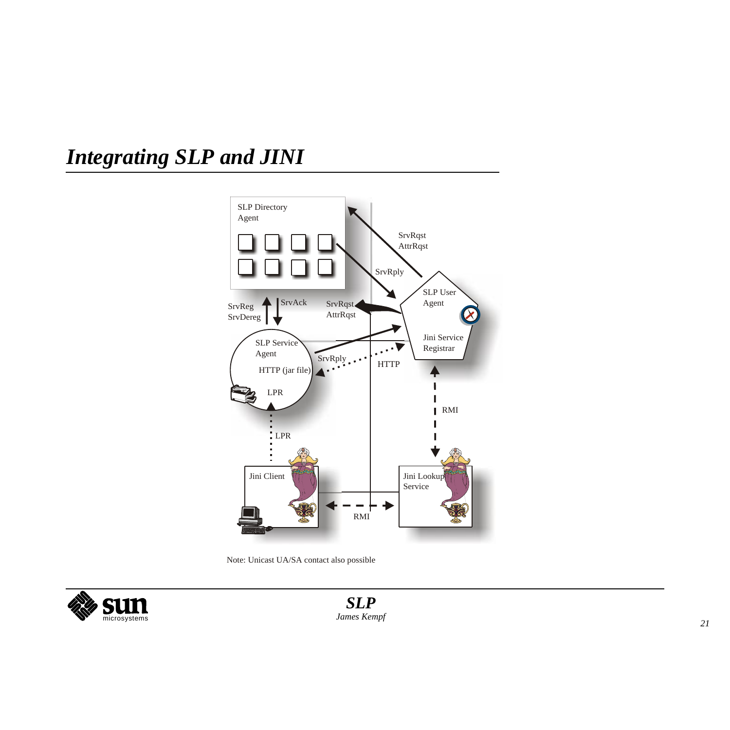# Integrating SLP and JINI

SLP Directory Agent

SrvRqst
AttrRqst

SrvRply

SrvReg
SrvDereg

SrvAck

SrvRqst
AttrRqst

SLP User Agent

Jini Service Registrar

SLP Service Agent

HTTP (jar file)

LPR

SrvRply

HTTP

RMI

LPR

Jini Client

Jini Lookup Service

RMI

Note: Unicast UA/SA contact also possible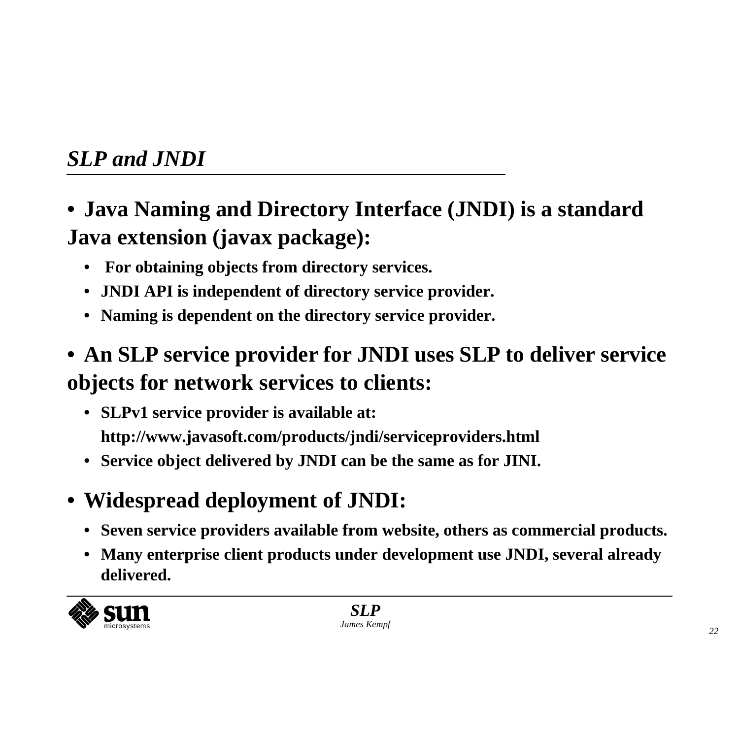## *SLP and JNDI*

- **Java Naming and Directory Interface (JNDI) is a standard Java extension (javax package):**
  - **For obtaining objects from directory services.**
  - **JNDI API is independent of directory service provider.**
  - **Naming is dependent on the directory service provider.**
- **An SLP service provider for JNDI uses SLP to deliver service objects for network services to clients:**
  - **SLPv1 service provider is available at: http://www.javasoft.com/products/jndi/serviceproviders.html**
  - **Service object delivered by JNDI can be the same as for JINI.**
- **Widespread deployment of JNDI:**
  - **Seven service providers available from website, others as commercial products.**
  - **Many enterprise client products under development use JNDI, several already delivered.**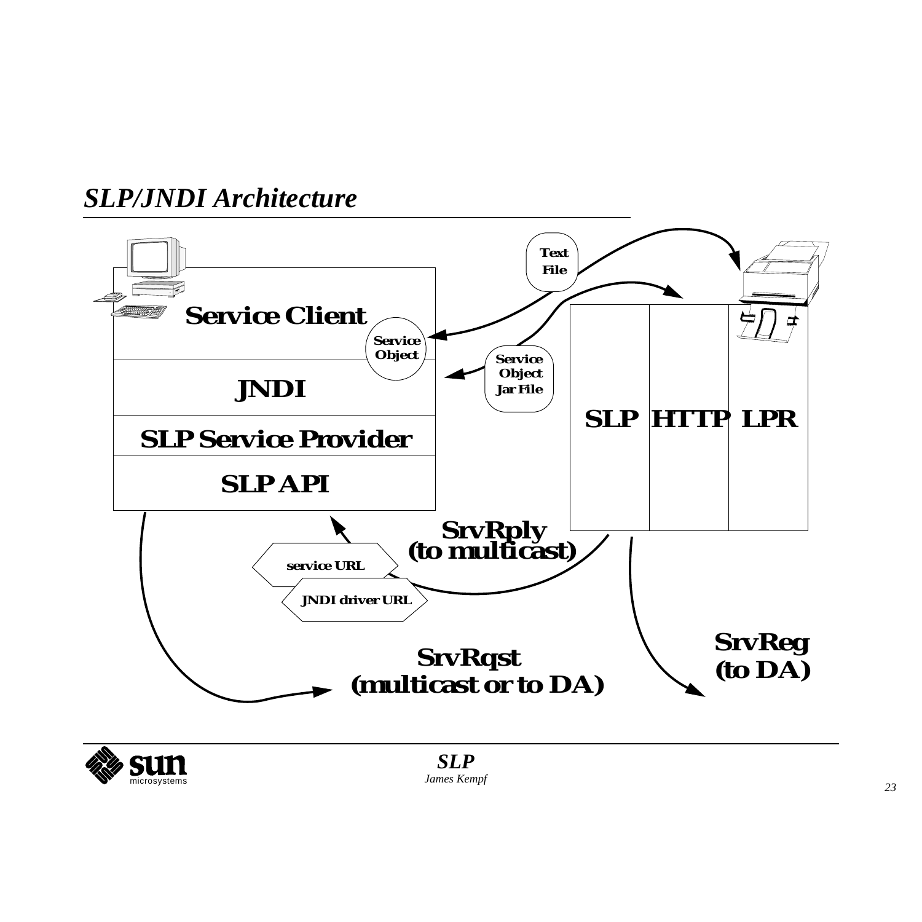## *SLP/JNDI Architecture*

Service Client

Service Object

JNDI

SLP Service Provider

SLP API

Text File

Service Object Jar File

SLP | HTTP | LPR

SrvRply (to multicast)

service URL

JNDI driver URL

SrvRqst (multicast or to DA)

SrvReg (to DA)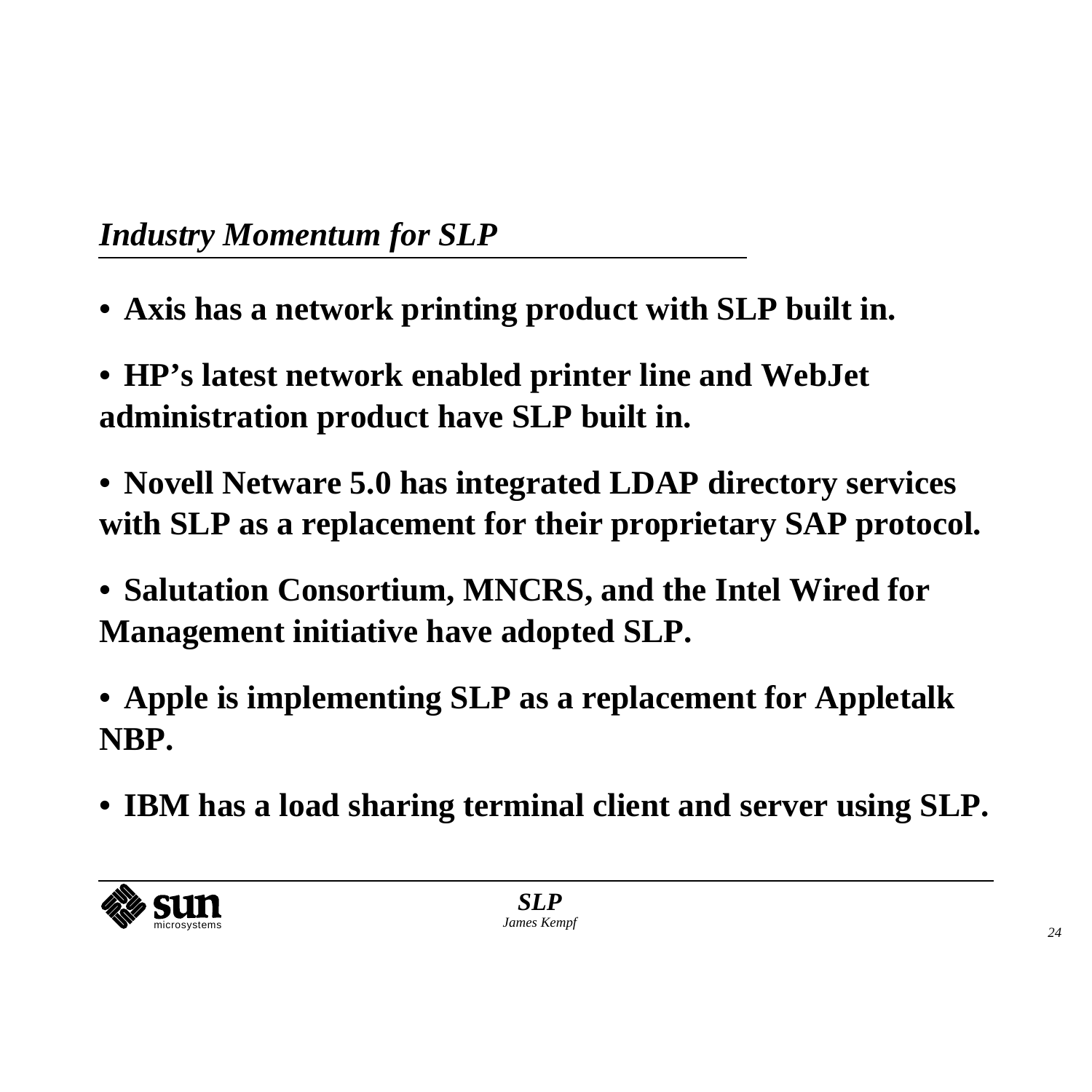## *Industry Momentum for SLP*

- **Axis has a network printing product with SLP built in.**
- **HP's latest network enabled printer line and WebJet administration product have SLP built in.**
- **Novell Netware 5.0 has integrated LDAP directory services with SLP as a replacement for their proprietary SAP protocol.**
- **Salutation Consortium, MNCRS, and the Intel Wired for Management initiative have adopted SLP.**
- **Apple is implementing SLP as a replacement for Appletalk NBP.**
- **IBM has a load sharing terminal client and server using SLP.**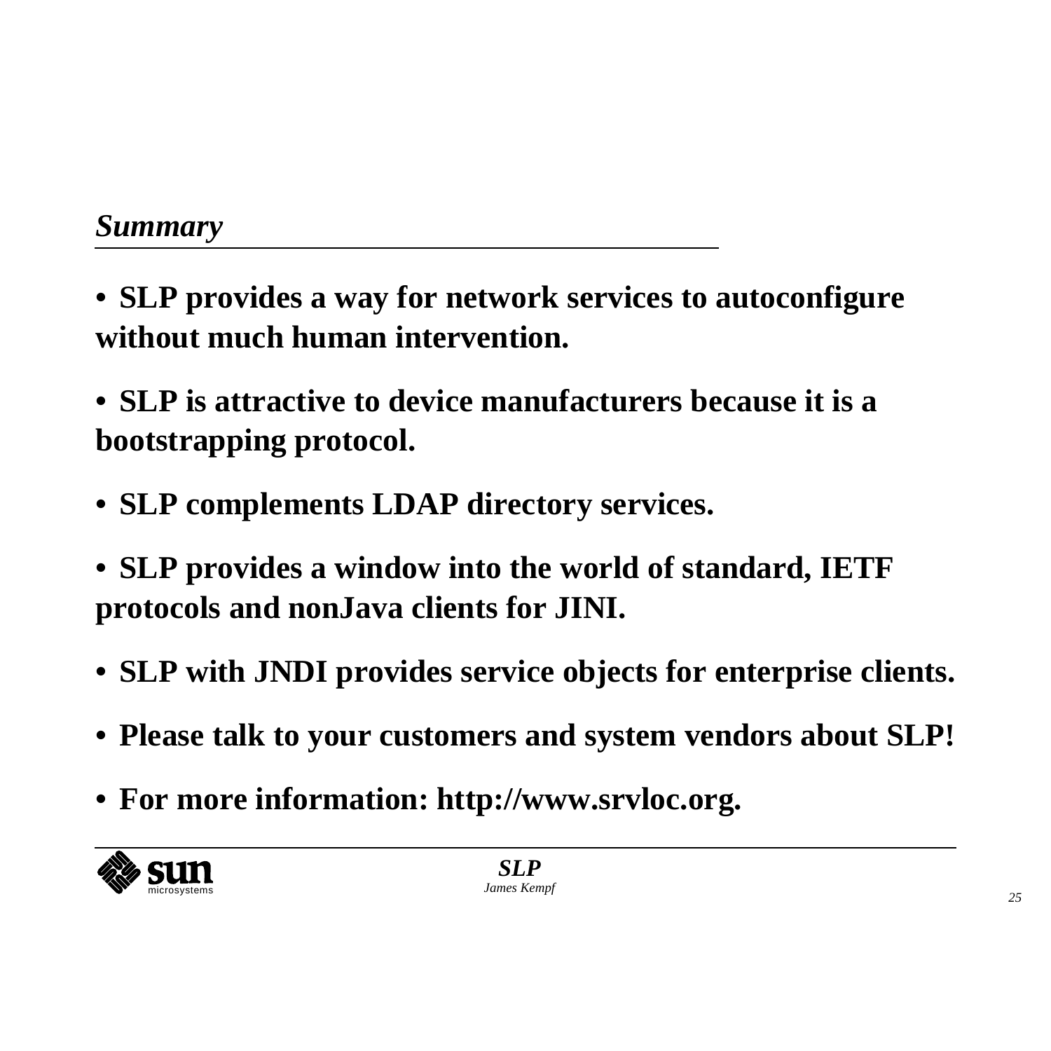## *Summary*

- **SLP provides a way for network services to autoconfigure without much human intervention.**
- **SLP is attractive to device manufacturers because it is a bootstrapping protocol.**
- **SLP complements LDAP directory services.**
- **SLP provides a window into the world of standard, IETF protocols and nonJava clients for JINI.**
- **SLP with JNDI provides service objects for enterprise clients.**
- **Please talk to your customers and system vendors about SLP!**
- **For more information: http://www.srvloc.org.**